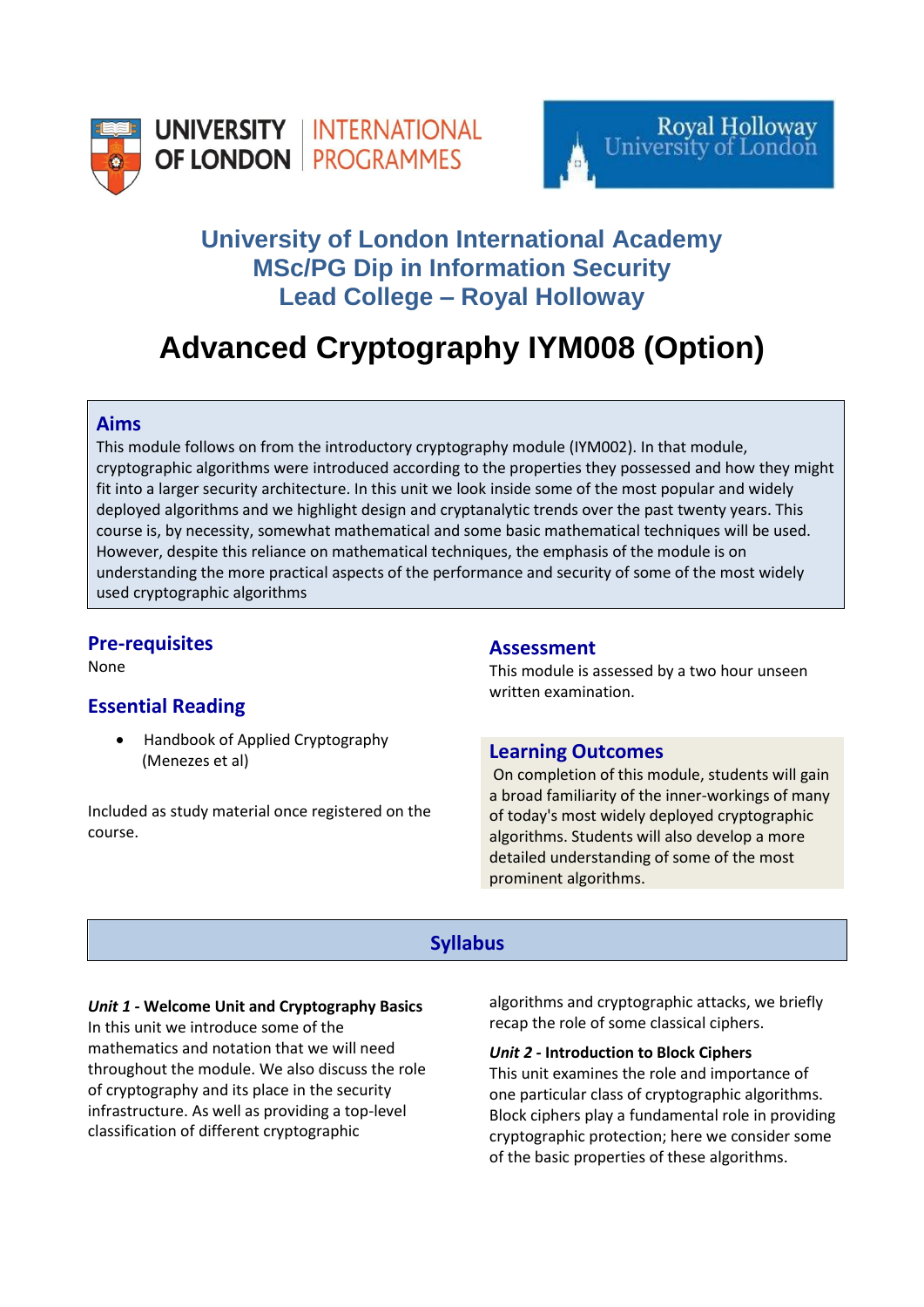UNIVERSITY OF LONDON | INTERNATIONAL PROGRAMMES

Royal Holloway University of London

## University of London International Academy
## MSc/PG Dip in Information Security
## Lead College – Royal Holloway

# Advanced Cryptography IYM008 (Option)

### Aims

This module follows on from the introductory cryptography module (IYM002). In that module, cryptographic algorithms were introduced according to the properties they possessed and how they might fit into a larger security architecture. In this unit we look inside some of the most popular and widely deployed algorithms and we highlight design and cryptanalytic trends over the past twenty years. This course is, by necessity, somewhat mathematical and some basic mathematical techniques will be used. However, despite this reliance on mathematical techniques, the emphasis of the module is on understanding the more practical aspects of the performance and security of some of the most widely used cryptographic algorithms

### Pre-requisites

None

### Essential Reading

- Handbook of Applied Cryptography (Menezes et al)

Included as study material once registered on the course.

### Assessment

This module is assessed by a two hour unseen written examination.

### Learning Outcomes

On completion of this module, students will gain a broad familiarity of the inner-workings of many of today's most widely deployed cryptographic algorithms. Students will also develop a more detailed understanding of some of the most prominent algorithms.

## Syllabus

***Unit 1* - Welcome Unit and Cryptography Basics**

In this unit we introduce some of the mathematics and notation that we will need throughout the module. We also discuss the role of cryptography and its place in the security infrastructure. As well as providing a top-level classification of different cryptographic algorithms and cryptographic attacks, we briefly recap the role of some classical ciphers.

***Unit 2* - Introduction to Block Ciphers**

This unit examines the role and importance of one particular class of cryptographic algorithms. Block ciphers play a fundamental role in providing cryptographic protection; here we consider some of the basic properties of these algorithms.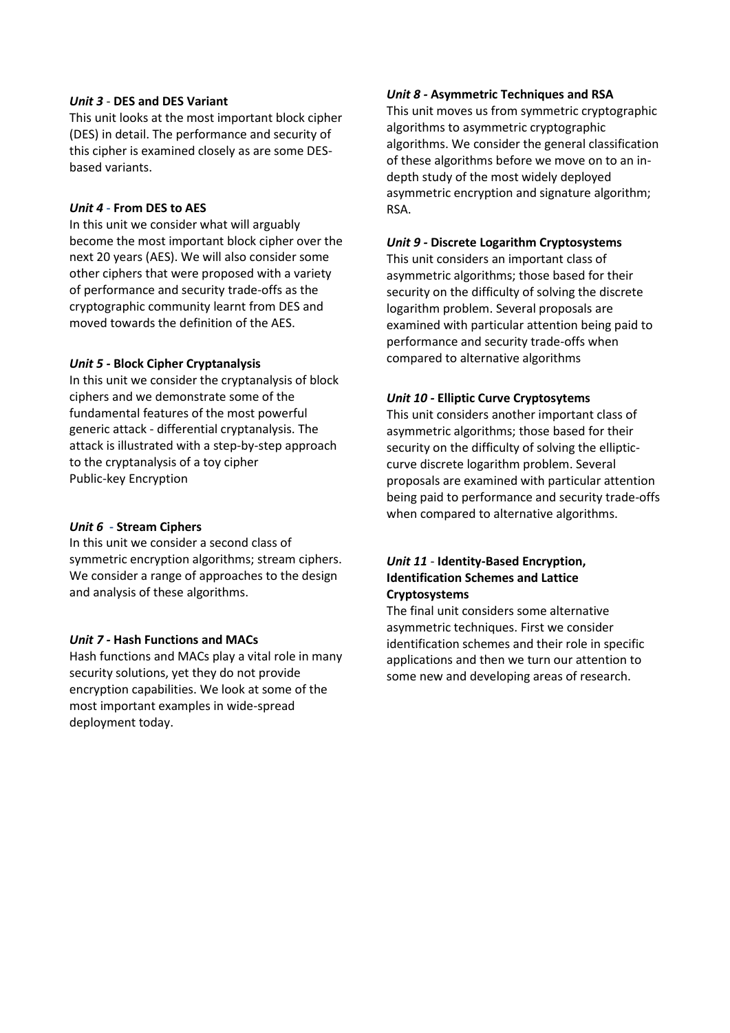***Unit 3*** - **DES and DES Variant**
This unit looks at the most important block cipher (DES) in detail. The performance and security of this cipher is examined closely as are some DES-based variants.

***Unit 4*** - **From DES to AES**
In this unit we consider what will arguably become the most important block cipher over the next 20 years (AES). We will also consider some other ciphers that were proposed with a variety of performance and security trade-offs as the cryptographic community learnt from DES and moved towards the definition of the AES.

***Unit 5*** **- Block Cipher Cryptanalysis**
In this unit we consider the cryptanalysis of block ciphers and we demonstrate some of the fundamental features of the most powerful generic attack - differential cryptanalysis. The attack is illustrated with a step-by-step approach to the cryptanalysis of a toy cipher
Public-key Encryption

***Unit 6*** - **Stream Ciphers**
In this unit we consider a second class of symmetric encryption algorithms; stream ciphers. We consider a range of approaches to the design and analysis of these algorithms.

***Unit 7*** **- Hash Functions and MACs**
Hash functions and MACs play a vital role in many security solutions, yet they do not provide encryption capabilities. We look at some of the most important examples in wide-spread deployment today.

***Unit 8*** **- Asymmetric Techniques and RSA**
This unit moves us from symmetric cryptographic algorithms to asymmetric cryptographic algorithms. We consider the general classification of these algorithms before we move on to an in-depth study of the most widely deployed asymmetric encryption and signature algorithm; RSA.

***Unit 9*** **- Discrete Logarithm Cryptosystems**
This unit considers an important class of asymmetric algorithms; those based for their security on the difficulty of solving the discrete logarithm problem. Several proposals are examined with particular attention being paid to performance and security trade-offs when compared to alternative algorithms

***Unit 10*** **- Elliptic Curve Cryptosytems**
This unit considers another important class of asymmetric algorithms; those based for their security on the difficulty of solving the elliptic-curve discrete logarithm problem. Several proposals are examined with particular attention being paid to performance and security trade-offs when compared to alternative algorithms.

***Unit 11*** - **Identity-Based Encryption, Identification Schemes and Lattice Cryptosystems**
The final unit considers some alternative asymmetric techniques. First we consider identification schemes and their role in specific applications and then we turn our attention to some new and developing areas of research.